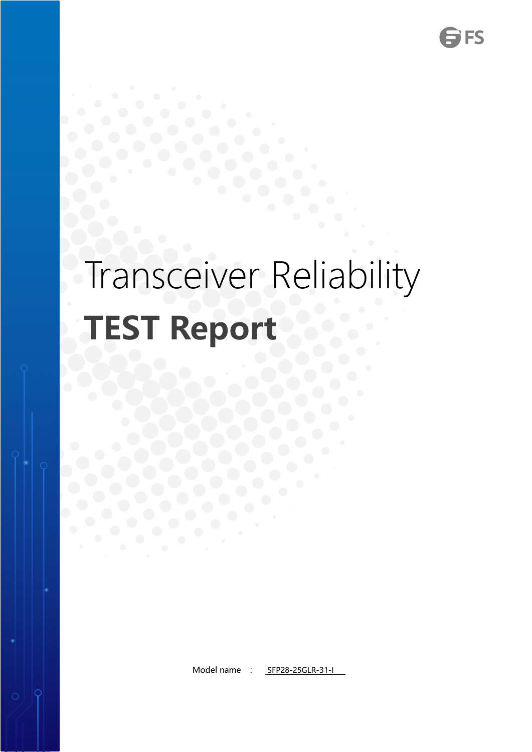# Transceiver Reliability

# TEST Report

Model name : SFP28-25GLR-31-I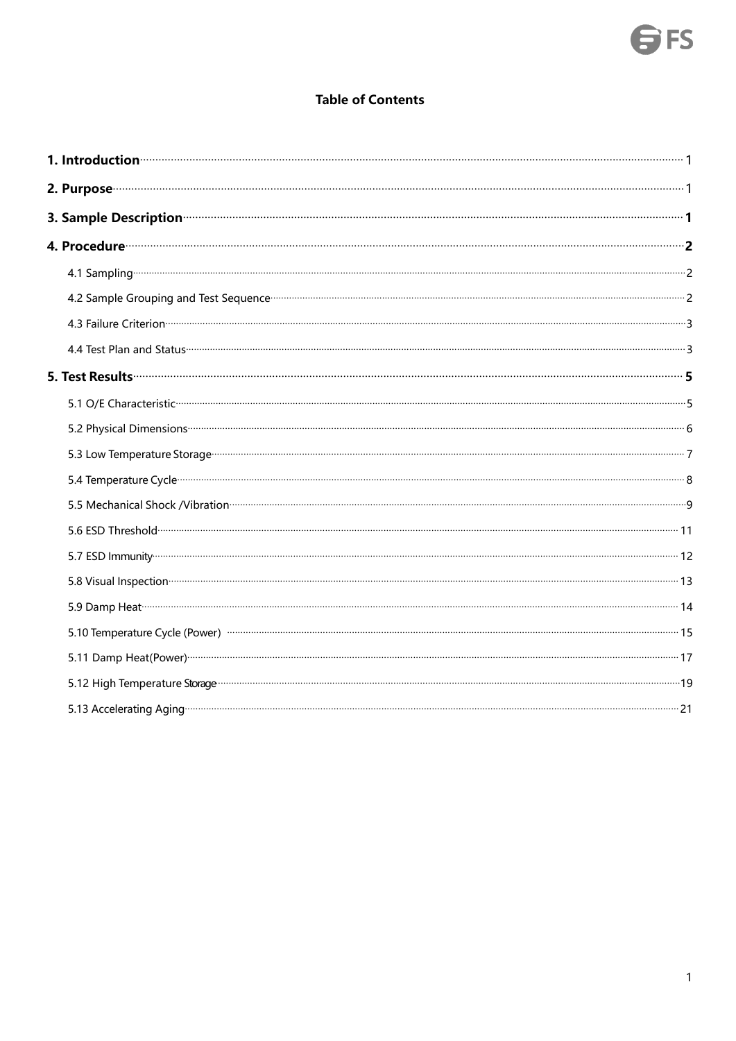# Table of Contents

1. Introduction ........ 1
2. Purpose ........ 1
3. Sample Description ........ 1
4. Procedure ........ 2
   - 4.1 Sampling ........ 2
   - 4.2 Sample Grouping and Test Sequence ........ 2
   - 4.3 Failure Criterion ........ 3
   - 4.4 Test Plan and Status ........ 3
5. Test Results ........ 5
   - 5.1 O/E Characteristic ........ 5
   - 5.2 Physical Dimensions ........ 6
   - 5.3 Low Temperature Storage ........ 7
   - 5.4 Temperature Cycle ........ 8
   - 5.5 Mechanical Shock /Vibration ........ 9
   - 5.6 ESD Threshold ........ 11
   - 5.7 ESD Immunity ........ 12
   - 5.8 Visual Inspection ........ 13
   - 5.9 Damp Heat ........ 14
   - 5.10 Temperature Cycle (Power) ........ 15
   - 5.11 Damp Heat(Power) ........ 17
   - 5.12 High Temperature Storage ........ 19
   - 5.13 Accelerating Aging ........ 21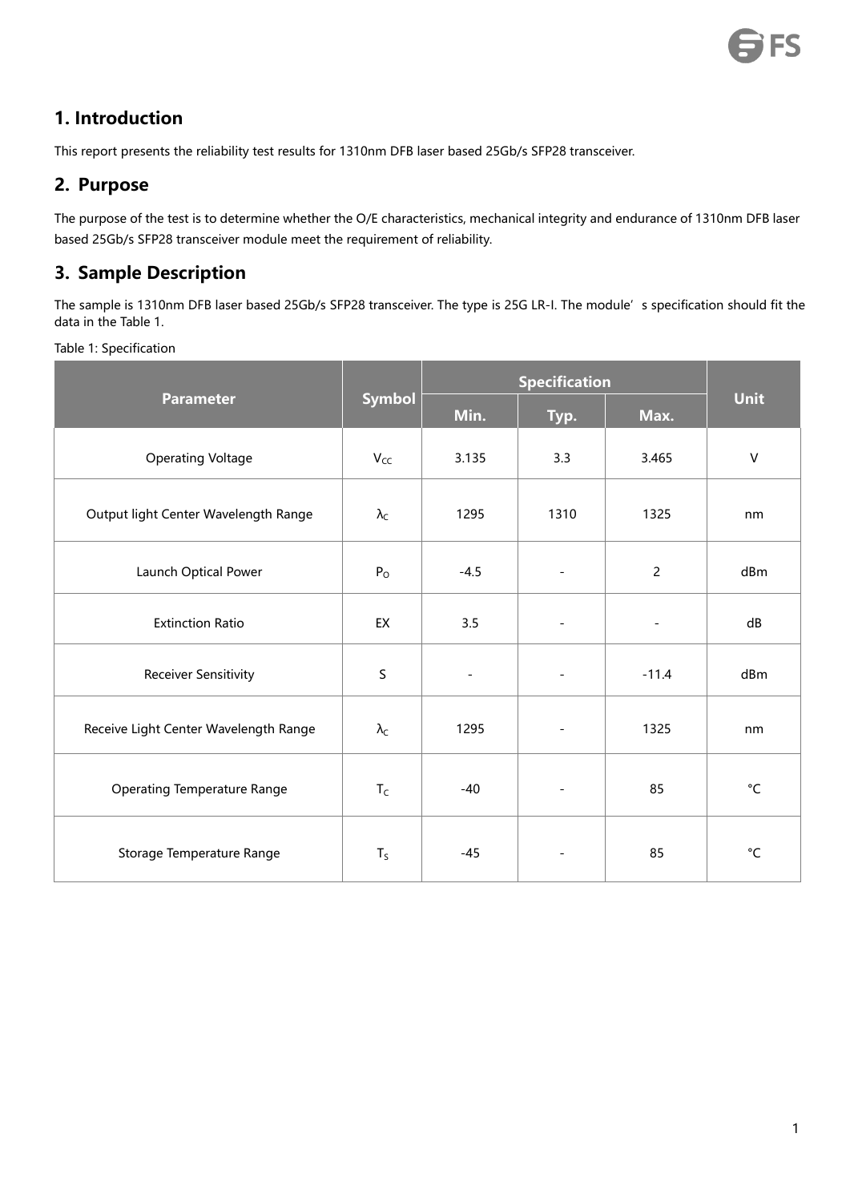## 1. Introduction

This report presents the reliability test results for 1310nm DFB laser based 25Gb/s SFP28 transceiver.

## 2. Purpose

The purpose of the test is to determine whether the O/E characteristics, mechanical integrity and endurance of 1310nm DFB laser based 25Gb/s SFP28 transceiver module meet the requirement of reliability.

## 3. Sample Description

The sample is 1310nm DFB laser based 25Gb/s SFP28 transceiver. The type is 25G LR-I. The module's specification should fit the data in the Table 1.

Table 1: Specification

| Parameter | Symbol | Specification | | | Unit |
|---|---|---|---|---|---|
| | | Min. | Typ. | Max. | |
| Operating Voltage | $V_{CC}$ | 3.135 | 3.3 | 3.465 | V |
| Output light Center Wavelength Range | $\lambda_C$ | 1295 | 1310 | 1325 | nm |
| Launch Optical Power | $P_O$ | -4.5 | - | 2 | dBm |
| Extinction Ratio | EX | 3.5 | - | - | dB |
| Receiver Sensitivity | S | - | - | -11.4 | dBm |
| Receive Light Center Wavelength Range | $\lambda_C$ | 1295 | - | 1325 | nm |
| Operating Temperature Range | $T_C$ | -40 | - | 85 | °C |
| Storage Temperature Range | $T_S$ | -45 | - | 85 | °C |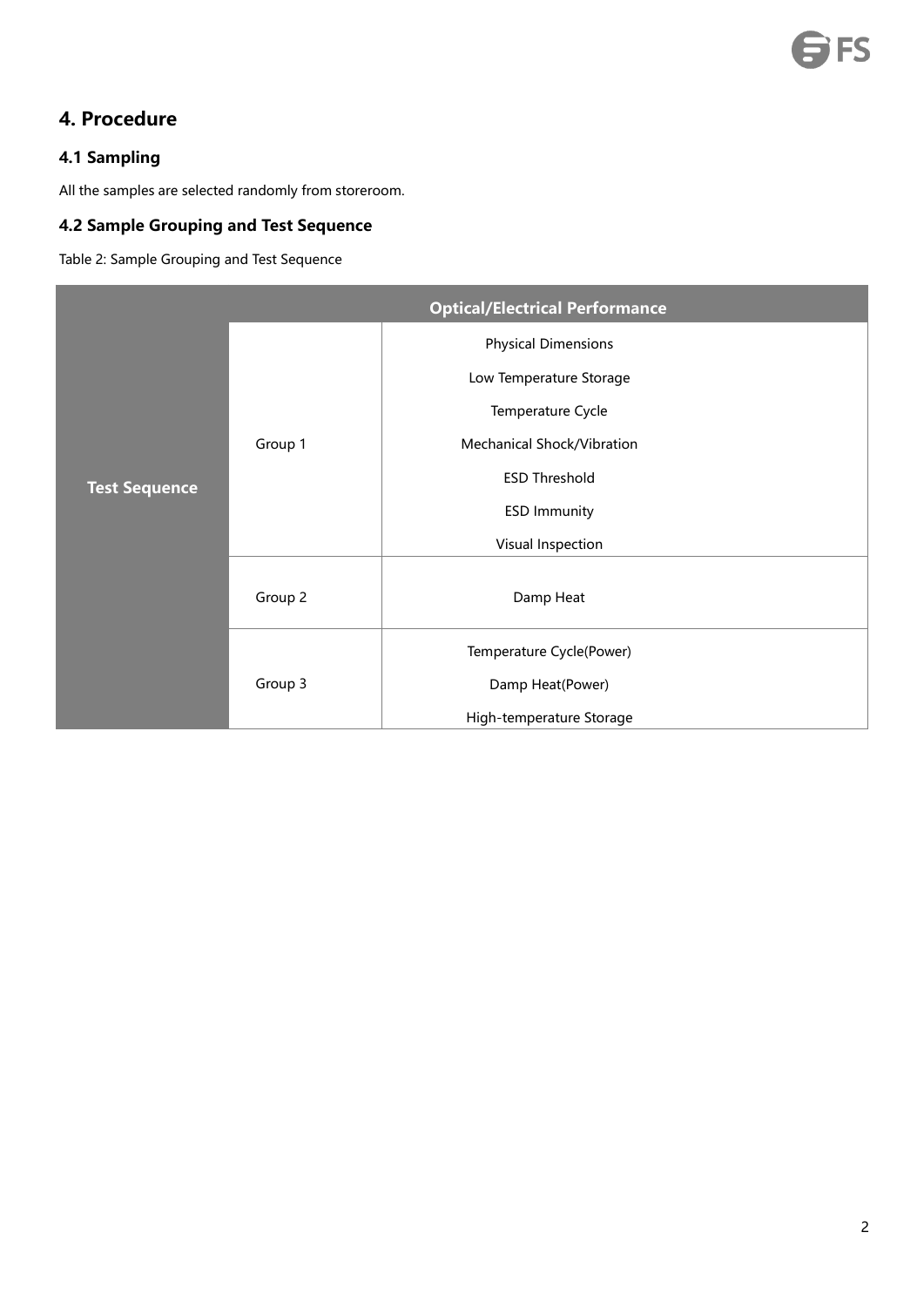## 4. Procedure

### 4.1 Sampling

All the samples are selected randomly from storeroom.

### 4.2 Sample Grouping and Test Sequence

Table 2: Sample Grouping and Test Sequence

| | | Optical/Electrical Performance |
|---|---|---|
| **Test Sequence** | Group 1 | Physical Dimensions<br>Low Temperature Storage<br>Temperature Cycle<br>Mechanical Shock/Vibration<br>ESD Threshold<br>ESD Immunity<br>Visual Inspection |
| | Group 2 | Damp Heat |
| | Group 3 | Temperature Cycle(Power)<br>Damp Heat(Power)<br>High-temperature Storage |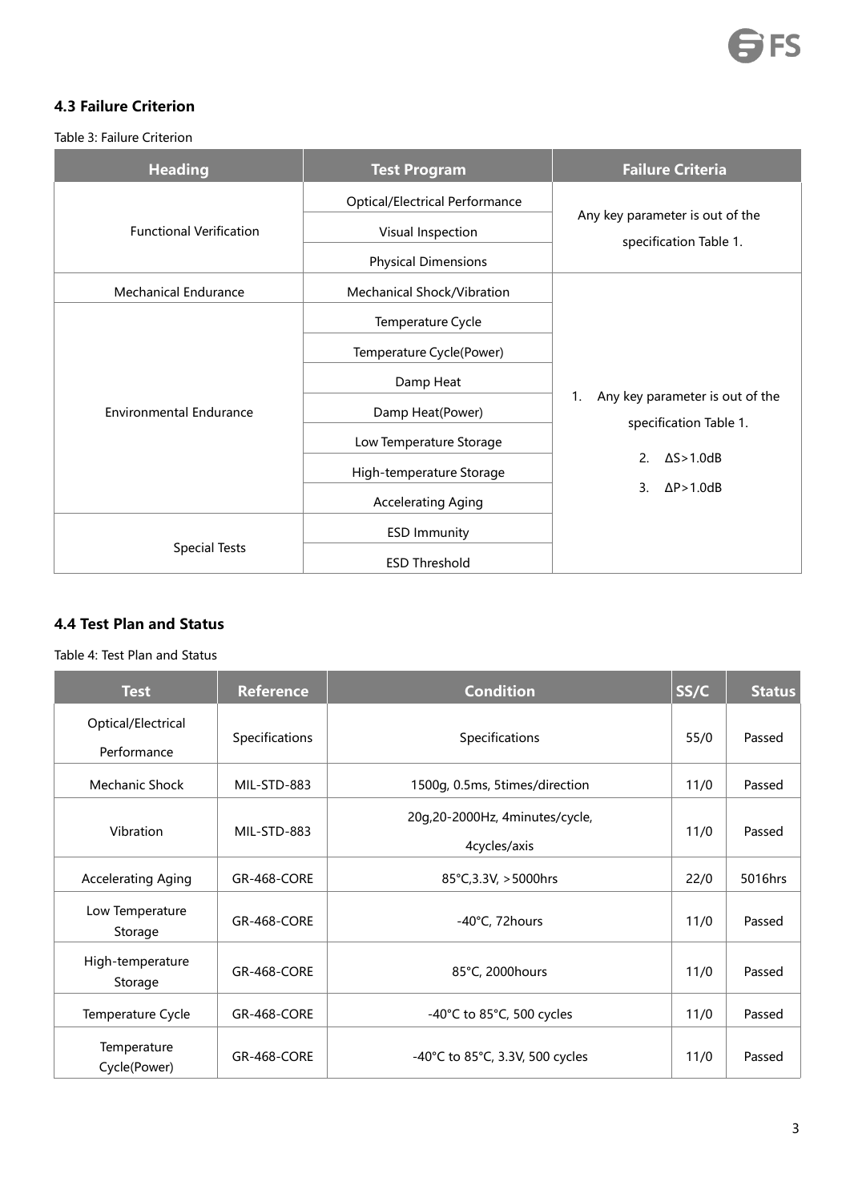### 4.3 Failure Criterion

Table 3: Failure Criterion

| Heading | Test Program | Failure Criteria |
|---|---|---|
| Functional Verification | Optical/Electrical Performance | Any key parameter is out of the specification Table 1. |
| | Visual Inspection | |
| | Physical Dimensions | |
| Mechanical Endurance | Mechanical Shock/Vibration | 1. Any key parameter is out of the specification Table 1.<br>2. ΔS>1.0dB<br>3. ΔP>1.0dB |
| Environmental Endurance | Temperature Cycle | |
| | Temperature Cycle(Power) | |
| | Damp Heat | |
| | Damp Heat(Power) | |
| | Low Temperature Storage | |
| | High-temperature Storage | |
| | Accelerating Aging | |
| Special Tests | ESD Immunity | |
| | ESD Threshold | |

### 4.4 Test Plan and Status

Table 4: Test Plan and Status

| Test | Reference | Condition | SS/C | Status |
|---|---|---|---|---|
| Optical/Electrical Performance | Specifications | Specifications | 55/0 | Passed |
| Mechanic Shock | MIL-STD-883 | 1500g, 0.5ms, 5times/direction | 11/0 | Passed |
| Vibration | MIL-STD-883 | 20g,20-2000Hz, 4minutes/cycle, 4cycles/axis | 11/0 | Passed |
| Accelerating Aging | GR-468-CORE | 85°C,3.3V, >5000hrs | 22/0 | 5016hrs |
| Low Temperature Storage | GR-468-CORE | -40°C, 72hours | 11/0 | Passed |
| High-temperature Storage | GR-468-CORE | 85°C, 2000hours | 11/0 | Passed |
| Temperature Cycle | GR-468-CORE | -40°C to 85°C, 500 cycles | 11/0 | Passed |
| Temperature Cycle(Power) | GR-468-CORE | -40°C to 85°C, 3.3V, 500 cycles | 11/0 | Passed |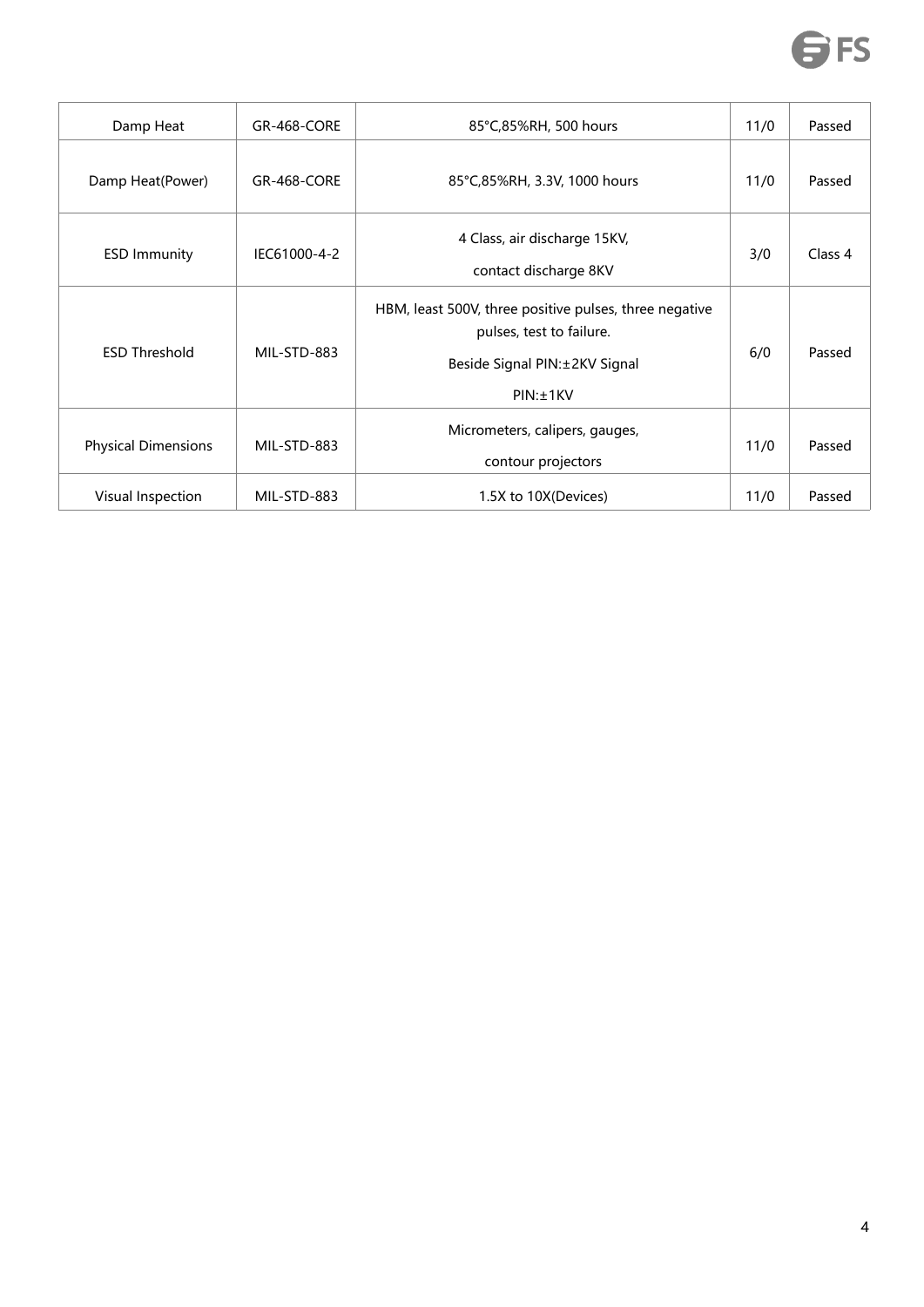| Damp Heat | GR-468-CORE | 85°C,85%RH, 500 hours | 11/0 | Passed |
|---|---|---|---|---|
| Damp Heat(Power) | GR-468-CORE | 85°C,85%RH, 3.3V, 1000 hours | 11/0 | Passed |
| ESD Immunity | IEC61000-4-2 | 4 Class, air discharge 15KV, contact discharge 8KV | 3/0 | Class 4 |
| ESD Threshold | MIL-STD-883 | HBM, least 500V, three positive pulses, three negative pulses, test to failure. Beside Signal PIN:±2KV Signal PIN:±1KV | 6/0 | Passed |
| Physical Dimensions | MIL-STD-883 | Micrometers, calipers, gauges, contour projectors | 11/0 | Passed |
| Visual Inspection | MIL-STD-883 | 1.5X to 10X(Devices) | 11/0 | Passed |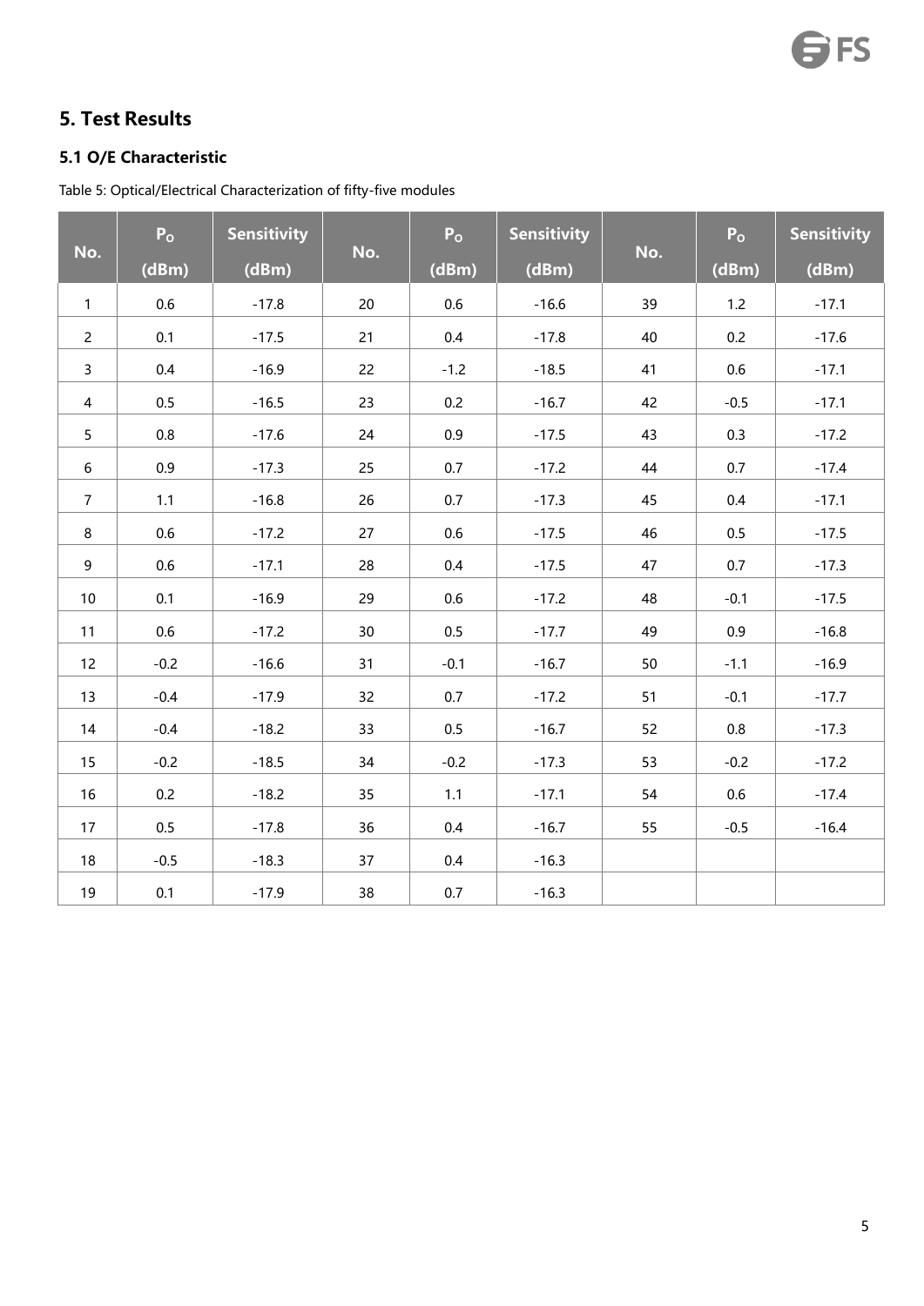## 5. Test Results

### 5.1 O/E Characteristic

Table 5: Optical/Electrical Characterization of fifty-five modules

| No. | $P_O$ (dBm) | Sensitivity (dBm) | No. | $P_O$ (dBm) | Sensitivity (dBm) | No. | $P_O$ (dBm) | Sensitivity (dBm) |
|---|---|---|---|---|---|---|---|---|
| 1 | 0.6 | -17.8 | 20 | 0.6 | -16.6 | 39 | 1.2 | -17.1 |
| 2 | 0.1 | -17.5 | 21 | 0.4 | -17.8 | 40 | 0.2 | -17.6 |
| 3 | 0.4 | -16.9 | 22 | -1.2 | -18.5 | 41 | 0.6 | -17.1 |
| 4 | 0.5 | -16.5 | 23 | 0.2 | -16.7 | 42 | -0.5 | -17.1 |
| 5 | 0.8 | -17.6 | 24 | 0.9 | -17.5 | 43 | 0.3 | -17.2 |
| 6 | 0.9 | -17.3 | 25 | 0.7 | -17.2 | 44 | 0.7 | -17.4 |
| 7 | 1.1 | -16.8 | 26 | 0.7 | -17.3 | 45 | 0.4 | -17.1 |
| 8 | 0.6 | -17.2 | 27 | 0.6 | -17.5 | 46 | 0.5 | -17.5 |
| 9 | 0.6 | -17.1 | 28 | 0.4 | -17.5 | 47 | 0.7 | -17.3 |
| 10 | 0.1 | -16.9 | 29 | 0.6 | -17.2 | 48 | -0.1 | -17.5 |
| 11 | 0.6 | -17.2 | 30 | 0.5 | -17.7 | 49 | 0.9 | -16.8 |
| 12 | -0.2 | -16.6 | 31 | -0.1 | -16.7 | 50 | -1.1 | -16.9 |
| 13 | -0.4 | -17.9 | 32 | 0.7 | -17.2 | 51 | -0.1 | -17.7 |
| 14 | -0.4 | -18.2 | 33 | 0.5 | -16.7 | 52 | 0.8 | -17.3 |
| 15 | -0.2 | -18.5 | 34 | -0.2 | -17.3 | 53 | -0.2 | -17.2 |
| 16 | 0.2 | -18.2 | 35 | 1.1 | -17.1 | 54 | 0.6 | -17.4 |
| 17 | 0.5 | -17.8 | 36 | 0.4 | -16.7 | 55 | -0.5 | -16.4 |
| 18 | -0.5 | -18.3 | 37 | 0.4 | -16.3 | | | |
| 19 | 0.1 | -17.9 | 38 | 0.7 | -16.3 | | | |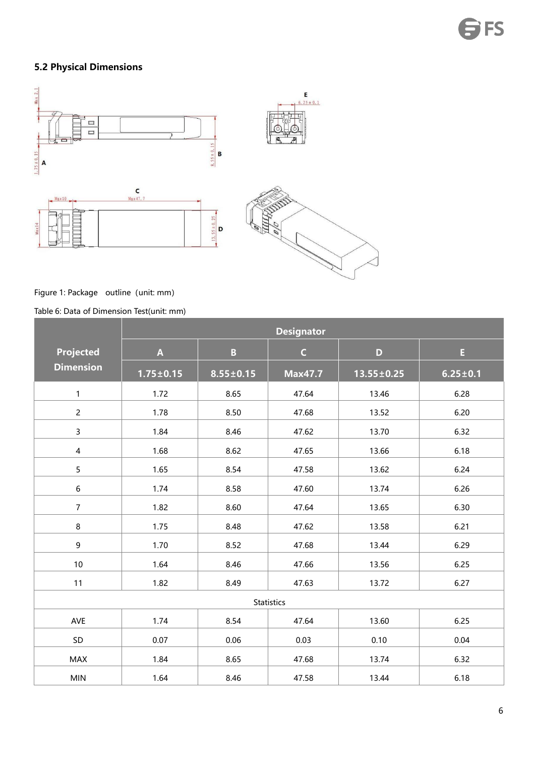## 5.2 Physical Dimensions

Figure 1: Package outline (unit: mm)

Table 6: Data of Dimension Test(unit: mm)

| Projected Dimension | Designator | | | | |
|---|---|---|---|---|---|
| | A | B | C | D | E |
| | 1.75±0.15 | 8.55±0.15 | Max47.7 | 13.55±0.25 | 6.25±0.1 |
| 1 | 1.72 | 8.65 | 47.64 | 13.46 | 6.28 |
| 2 | 1.78 | 8.50 | 47.68 | 13.52 | 6.20 |
| 3 | 1.84 | 8.46 | 47.62 | 13.70 | 6.32 |
| 4 | 1.68 | 8.62 | 47.65 | 13.66 | 6.18 |
| 5 | 1.65 | 8.54 | 47.58 | 13.62 | 6.24 |
| 6 | 1.74 | 8.58 | 47.60 | 13.74 | 6.26 |
| 7 | 1.82 | 8.60 | 47.64 | 13.65 | 6.30 |
| 8 | 1.75 | 8.48 | 47.62 | 13.58 | 6.21 |
| 9 | 1.70 | 8.52 | 47.68 | 13.44 | 6.29 |
| 10 | 1.64 | 8.46 | 47.66 | 13.56 | 6.25 |
| 11 | 1.82 | 8.49 | 47.63 | 13.72 | 6.27 |
| Statistics | | | | | |
| AVE | 1.74 | 8.54 | 47.64 | 13.60 | 6.25 |
| SD | 0.07 | 0.06 | 0.03 | 0.10 | 0.04 |
| MAX | 1.84 | 8.65 | 47.68 | 13.74 | 6.32 |
| MIN | 1.64 | 8.46 | 47.58 | 13.44 | 6.18 |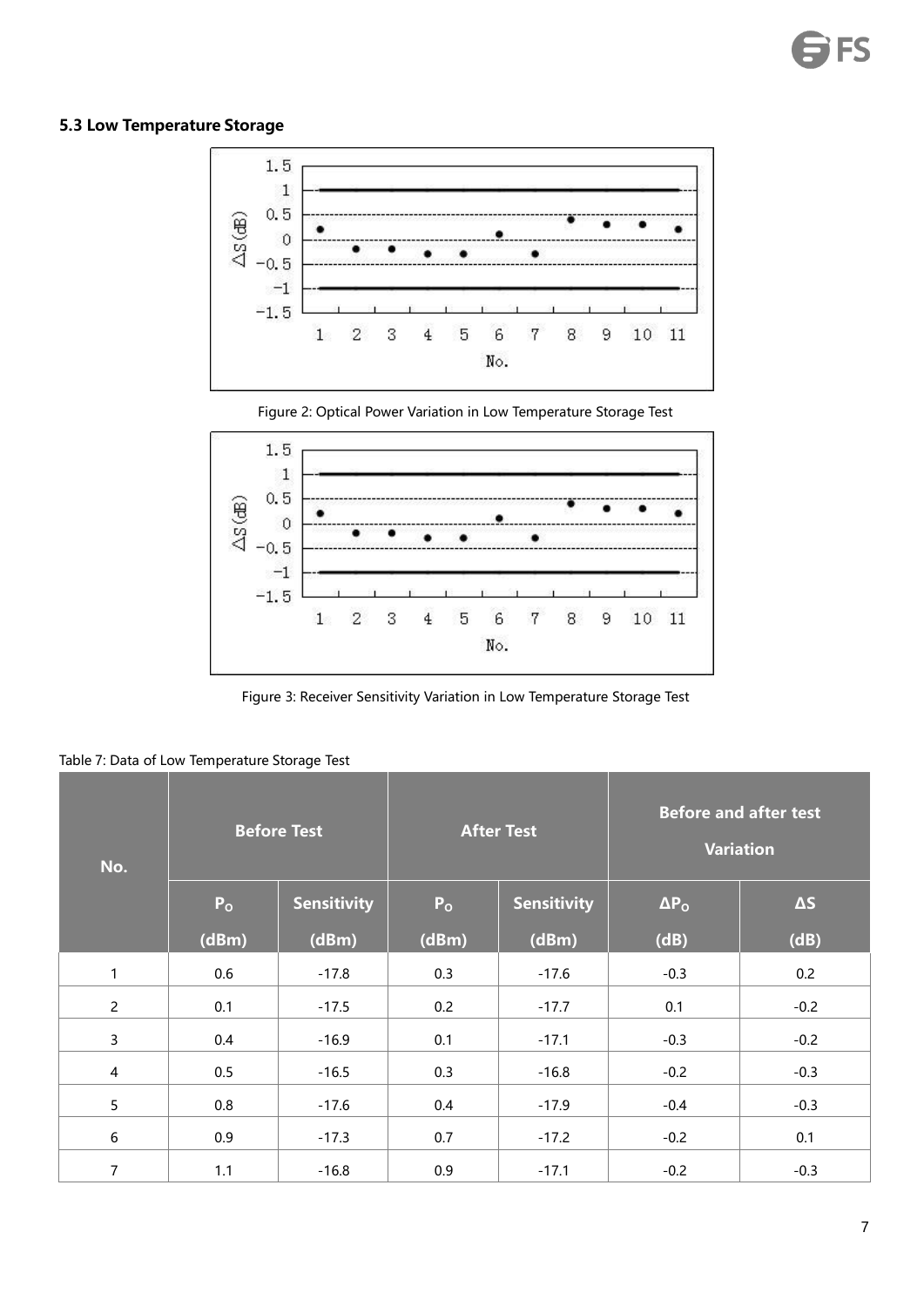### 5.3 Low Temperature Storage

Figure 2: Optical Power Variation in Low Temperature Storage Test

Figure 3: Receiver Sensitivity Variation in Low Temperature Storage Test

Table 7: Data of Low Temperature Storage Test

| No. | Before Test | | After Test | | Before and after test Variation | |
|---|---|---|---|---|---|---|
| | $P_O$ (dBm) | Sensitivity (dBm) | $P_O$ (dBm) | Sensitivity (dBm) | $\Delta P_O$ (dB) | ΔS (dB) |
| 1 | 0.6 | -17.8 | 0.3 | -17.6 | -0.3 | 0.2 |
| 2 | 0.1 | -17.5 | 0.2 | -17.7 | 0.1 | -0.2 |
| 3 | 0.4 | -16.9 | 0.1 | -17.1 | -0.3 | -0.2 |
| 4 | 0.5 | -16.5 | 0.3 | -16.8 | -0.2 | -0.3 |
| 5 | 0.8 | -17.6 | 0.4 | -17.9 | -0.4 | -0.3 |
| 6 | 0.9 | -17.3 | 0.7 | -17.2 | -0.2 | 0.1 |
| 7 | 1.1 | -16.8 | 0.9 | -17.1 | -0.2 | -0.3 |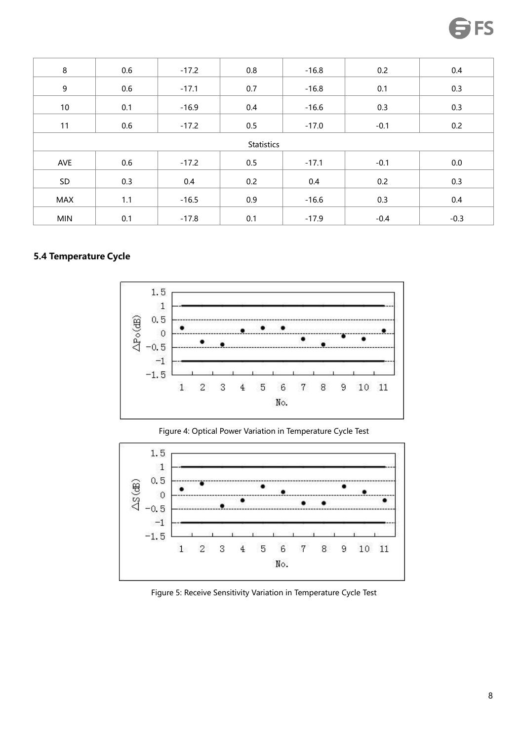| | | | | | | |
|---|---|---|---|---|---|---|
| 8 | 0.6 | -17.2 | 0.8 | -16.8 | 0.2 | 0.4 |
| 9 | 0.6 | -17.1 | 0.7 | -16.8 | 0.1 | 0.3 |
| 10 | 0.1 | -16.9 | 0.4 | -16.6 | 0.3 | 0.3 |
| 11 | 0.6 | -17.2 | 0.5 | -17.0 | -0.1 | 0.2 |
| Statistics | | | | | | |
| AVE | 0.6 | -17.2 | 0.5 | -17.1 | -0.1 | 0.0 |
| SD | 0.3 | 0.4 | 0.2 | 0.4 | 0.2 | 0.3 |
| MAX | 1.1 | -16.5 | 0.9 | -16.6 | 0.3 | 0.4 |
| MIN | 0.1 | -17.8 | 0.1 | -17.9 | -0.4 | -0.3 |

### 5.4 Temperature Cycle

Figure 4: Optical Power Variation in Temperature Cycle Test

Figure 5: Receive Sensitivity Variation in Temperature Cycle Test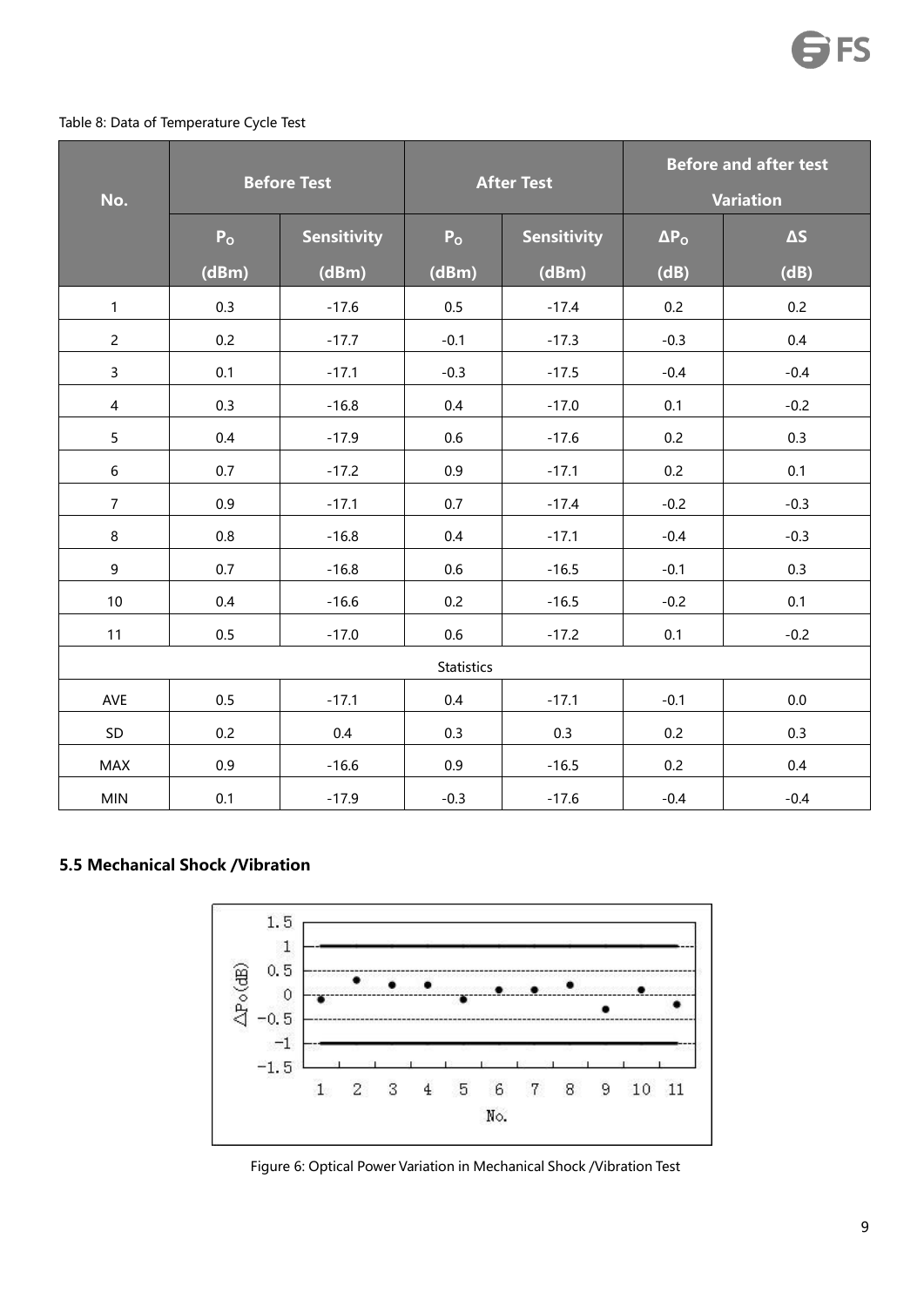Table 8: Data of Temperature Cycle Test

| No. | Before Test | | After Test | | Before and after test Variation | |
|---|---|---|---|---|---|---|
| | $P_O$ (dBm) | Sensitivity (dBm) | $P_O$ (dBm) | Sensitivity (dBm) | $\Delta P_O$ (dB) | ΔS (dB) |
| 1 | 0.3 | -17.6 | 0.5 | -17.4 | 0.2 | 0.2 |
| 2 | 0.2 | -17.7 | -0.1 | -17.3 | -0.3 | 0.4 |
| 3 | 0.1 | -17.1 | -0.3 | -17.5 | -0.4 | -0.4 |
| 4 | 0.3 | -16.8 | 0.4 | -17.0 | 0.1 | -0.2 |
| 5 | 0.4 | -17.9 | 0.6 | -17.6 | 0.2 | 0.3 |
| 6 | 0.7 | -17.2 | 0.9 | -17.1 | 0.2 | 0.1 |
| 7 | 0.9 | -17.1 | 0.7 | -17.4 | -0.2 | -0.3 |
| 8 | 0.8 | -16.8 | 0.4 | -17.1 | -0.4 | -0.3 |
| 9 | 0.7 | -16.8 | 0.6 | -16.5 | -0.1 | 0.3 |
| 10 | 0.4 | -16.6 | 0.2 | -16.5 | -0.2 | 0.1 |
| 11 | 0.5 | -17.0 | 0.6 | -17.2 | 0.1 | -0.2 |
| Statistics | | | | | | |
| AVE | 0.5 | -17.1 | 0.4 | -17.1 | -0.1 | 0.0 |
| SD | 0.2 | 0.4 | 0.3 | 0.3 | 0.2 | 0.3 |
| MAX | 0.9 | -16.6 | 0.9 | -16.5 | 0.2 | 0.4 |
| MIN | 0.1 | -17.9 | -0.3 | -17.6 | -0.4 | -0.4 |

### 5.5 Mechanical Shock /Vibration

Figure 6: Optical Power Variation in Mechanical Shock /Vibration Test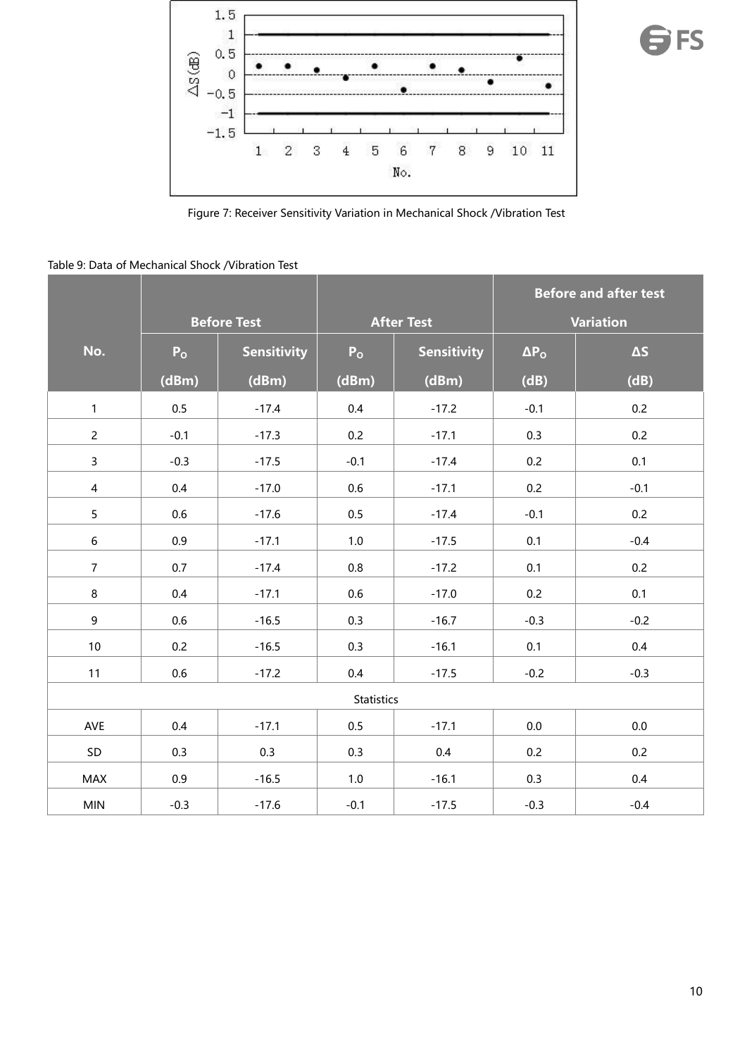Figure 7: Receiver Sensitivity Variation in Mechanical Shock /Vibration Test

Table 9: Data of Mechanical Shock /Vibration Test

| No. | Before Test | | After Test | | Before and after test Variation | |
|---|---|---|---|---|---|---|
| | $P_O$ (dBm) | Sensitivity (dBm) | $P_O$ (dBm) | Sensitivity (dBm) | $\Delta P_O$ (dB) | $\Delta S$ (dB) |
| 1 | 0.5 | -17.4 | 0.4 | -17.2 | -0.1 | 0.2 |
| 2 | -0.1 | -17.3 | 0.2 | -17.1 | 0.3 | 0.2 |
| 3 | -0.3 | -17.5 | -0.1 | -17.4 | 0.2 | 0.1 |
| 4 | 0.4 | -17.0 | 0.6 | -17.1 | 0.2 | -0.1 |
| 5 | 0.6 | -17.6 | 0.5 | -17.4 | -0.1 | 0.2 |
| 6 | 0.9 | -17.1 | 1.0 | -17.5 | 0.1 | -0.4 |
| 7 | 0.7 | -17.4 | 0.8 | -17.2 | 0.1 | 0.2 |
| 8 | 0.4 | -17.1 | 0.6 | -17.0 | 0.2 | 0.1 |
| 9 | 0.6 | -16.5 | 0.3 | -16.7 | -0.3 | -0.2 |
| 10 | 0.2 | -16.5 | 0.3 | -16.1 | 0.1 | 0.4 |
| 11 | 0.6 | -17.2 | 0.4 | -17.5 | -0.2 | -0.3 |
| Statistics | | | | | | |
| AVE | 0.4 | -17.1 | 0.5 | -17.1 | 0.0 | 0.0 |
| SD | 0.3 | 0.3 | 0.3 | 0.4 | 0.2 | 0.2 |
| MAX | 0.9 | -16.5 | 1.0 | -16.1 | 0.3 | 0.4 |
| MIN | -0.3 | -17.6 | -0.1 | -17.5 | -0.3 | -0.4 |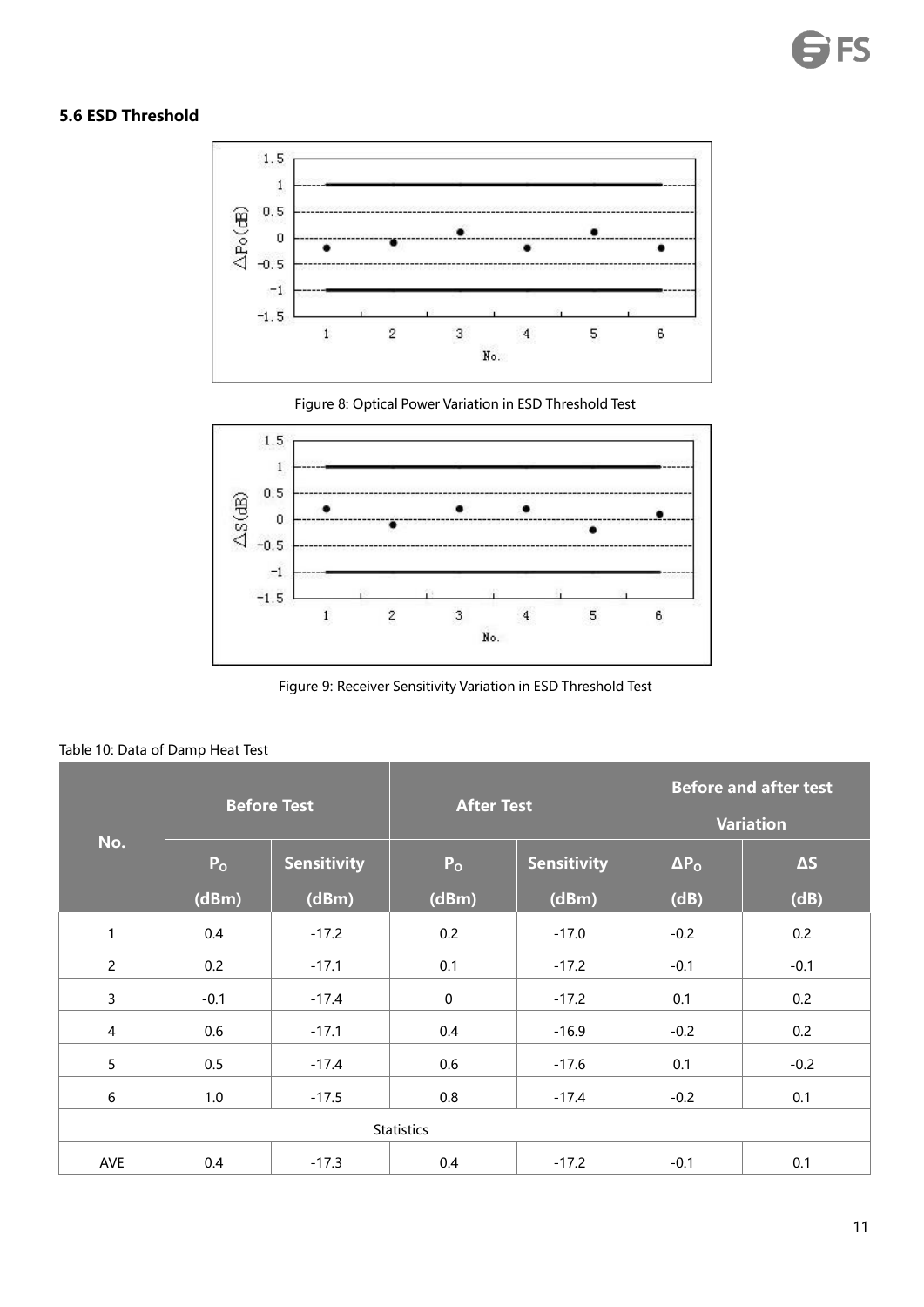### 5.6 ESD Threshold

Figure 8: Optical Power Variation in ESD Threshold Test

Figure 9: Receiver Sensitivity Variation in ESD Threshold Test

Table 10: Data of Damp Heat Test

| No. | Before Test | | After Test | | Before and after test Variation | |
|---|---|---|---|---|---|---|
| | $P_O$ (dBm) | Sensitivity (dBm) | $P_O$ (dBm) | Sensitivity (dBm) | $\Delta P_O$ (dB) | ΔS (dB) |
| 1 | 0.4 | -17.2 | 0.2 | -17.0 | -0.2 | 0.2 |
| 2 | 0.2 | -17.1 | 0.1 | -17.2 | -0.1 | -0.1 |
| 3 | -0.1 | -17.4 | 0 | -17.2 | 0.1 | 0.2 |
| 4 | 0.6 | -17.1 | 0.4 | -16.9 | -0.2 | 0.2 |
| 5 | 0.5 | -17.4 | 0.6 | -17.6 | 0.1 | -0.2 |
| 6 | 1.0 | -17.5 | 0.8 | -17.4 | -0.2 | 0.1 |
| Statistics | | | | | | |
| AVE | 0.4 | -17.3 | 0.4 | -17.2 | -0.1 | 0.1 |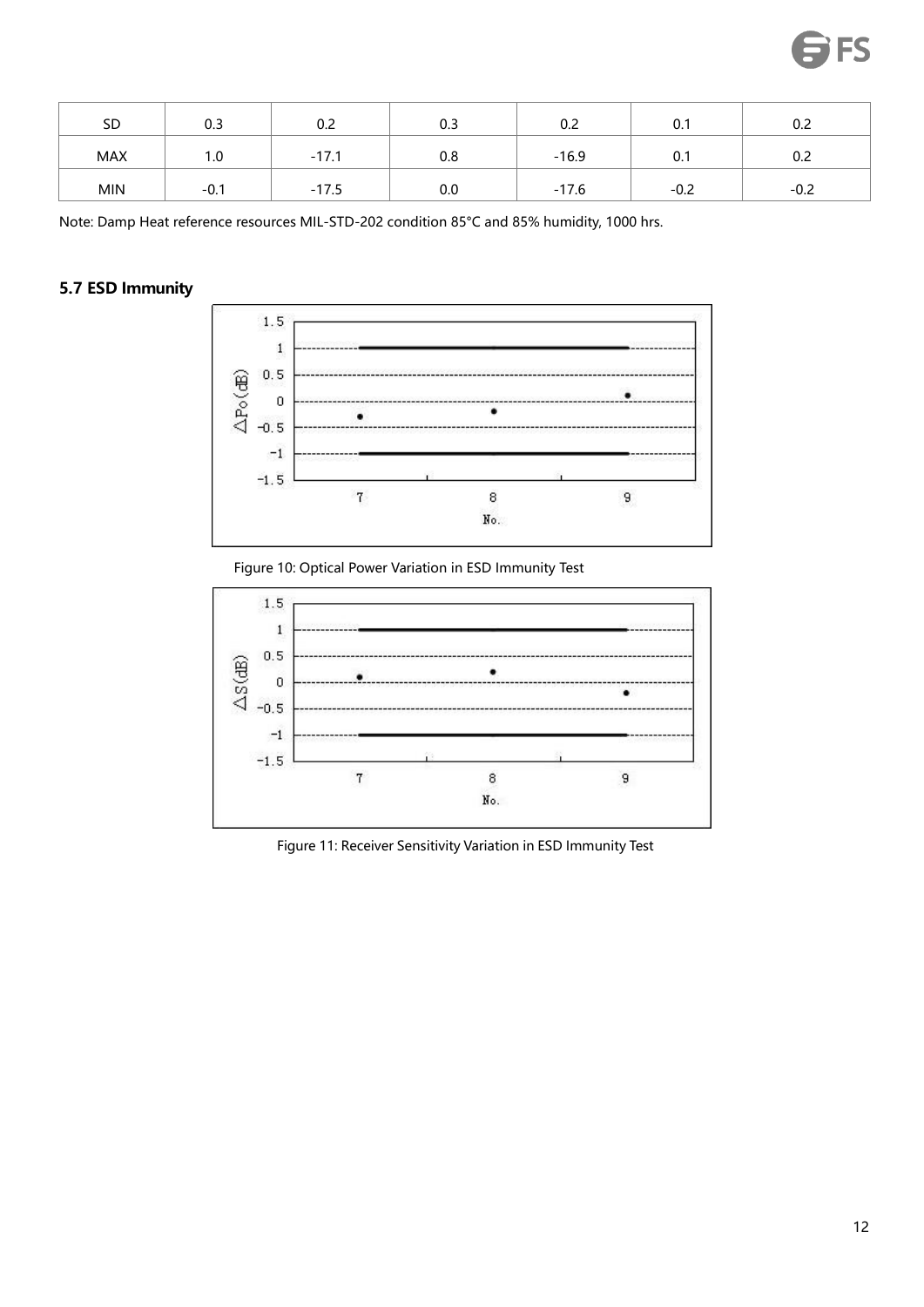| SD | 0.3 | 0.2 | 0.3 | 0.2 | 0.1 | 0.2 |
|---|---|---|---|---|---|---|
| MAX | 1.0 | -17.1 | 0.8 | -16.9 | 0.1 | 0.2 |
| MIN | -0.1 | -17.5 | 0.0 | -17.6 | -0.2 | -0.2 |

Note: Damp Heat reference resources MIL-STD-202 condition 85°C and 85% humidity, 1000 hrs.

### 5.7 ESD Immunity

Figure 10: Optical Power Variation in ESD Immunity Test

Figure 11: Receiver Sensitivity Variation in ESD Immunity Test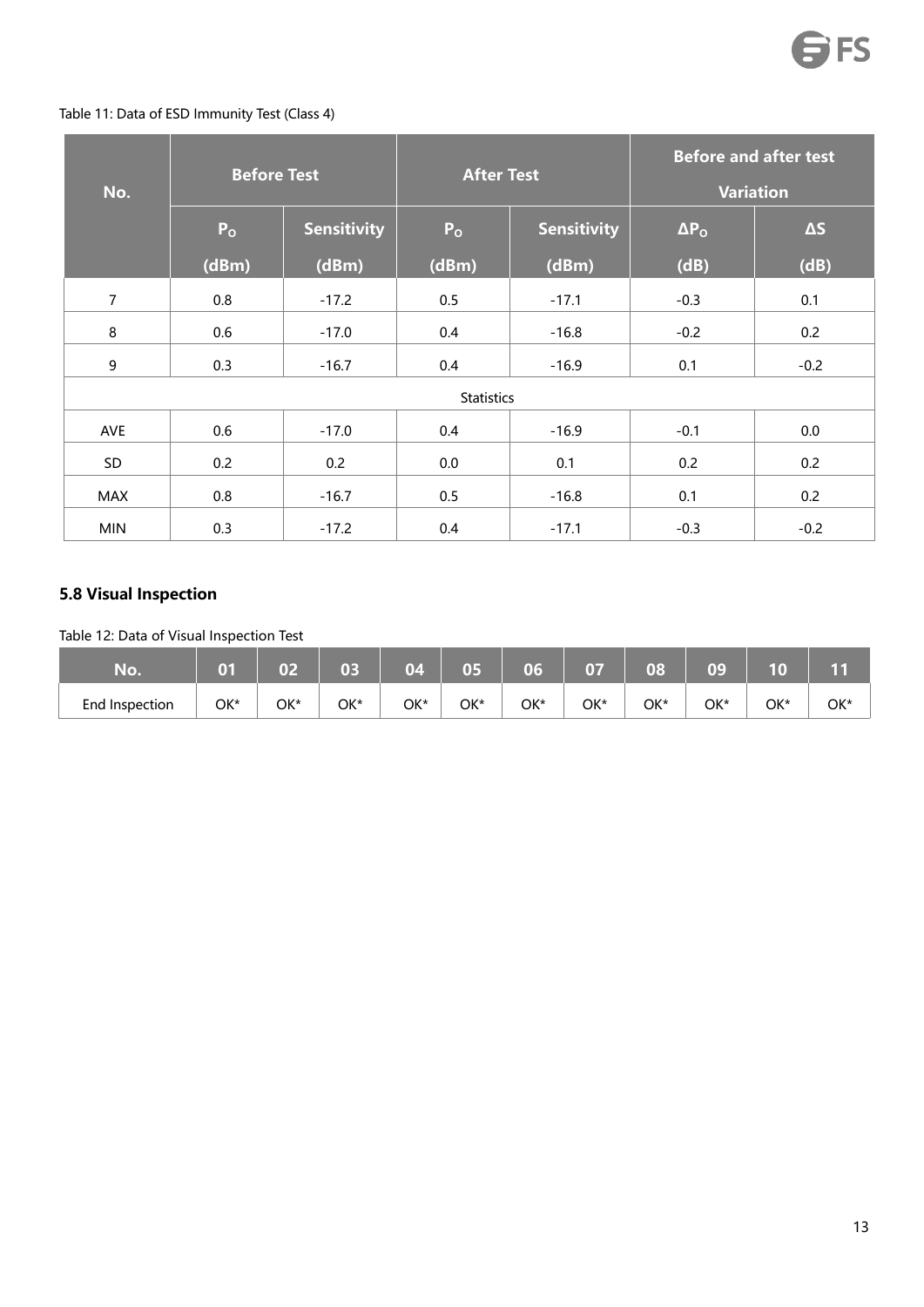Table 11: Data of ESD Immunity Test (Class 4)

| No. | Before Test | | After Test | | Before and after test Variation | |
|---|---|---|---|---|---|---|
| | $P_O$ (dBm) | Sensitivity (dBm) | $P_O$ (dBm) | Sensitivity (dBm) | $\Delta P_O$ (dB) | ΔS (dB) |
| 7 | 0.8 | -17.2 | 0.5 | -17.1 | -0.3 | 0.1 |
| 8 | 0.6 | -17.0 | 0.4 | -16.8 | -0.2 | 0.2 |
| 9 | 0.3 | -16.7 | 0.4 | -16.9 | 0.1 | -0.2 |
| Statistics | | | | | | |
| AVE | 0.6 | -17.0 | 0.4 | -16.9 | -0.1 | 0.0 |
| SD | 0.2 | 0.2 | 0.0 | 0.1 | 0.2 | 0.2 |
| MAX | 0.8 | -16.7 | 0.5 | -16.8 | 0.1 | 0.2 |
| MIN | 0.3 | -17.2 | 0.4 | -17.1 | -0.3 | -0.2 |

### 5.8 Visual Inspection

Table 12: Data of Visual Inspection Test

| No. | 01 | 02 | 03 | 04 | 05 | 06 | 07 | 08 | 09 | 10 | 11 |
|---|---|---|---|---|---|---|---|---|---|---|---|
| End Inspection | OK* | OK* | OK* | OK* | OK* | OK* | OK* | OK* | OK* | OK* | OK* |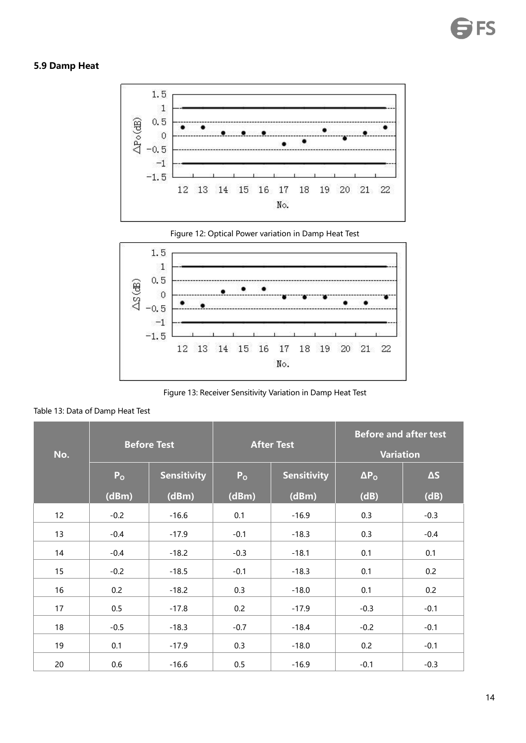### 5.9 Damp Heat

Figure 12: Optical Power variation in Damp Heat Test

Figure 13: Receiver Sensitivity Variation in Damp Heat Test

Table 13: Data of Damp Heat Test

| No. | Before Test | | After Test | | Before and after test Variation | |
|---|---|---|---|---|---|---|
| | $P_O$ (dBm) | Sensitivity (dBm) | $P_O$ (dBm) | Sensitivity (dBm) | $\Delta P_O$ (dB) | ΔS (dB) |
| 12 | -0.2 | -16.6 | 0.1 | -16.9 | 0.3 | -0.3 |
| 13 | -0.4 | -17.9 | -0.1 | -18.3 | 0.3 | -0.4 |
| 14 | -0.4 | -18.2 | -0.3 | -18.1 | 0.1 | 0.1 |
| 15 | -0.2 | -18.5 | -0.1 | -18.3 | 0.1 | 0.2 |
| 16 | 0.2 | -18.2 | 0.3 | -18.0 | 0.1 | 0.2 |
| 17 | 0.5 | -17.8 | 0.2 | -17.9 | -0.3 | -0.1 |
| 18 | -0.5 | -18.3 | -0.7 | -18.4 | -0.2 | -0.1 |
| 19 | 0.1 | -17.9 | 0.3 | -18.0 | 0.2 | -0.1 |
| 20 | 0.6 | -16.6 | 0.5 | -16.9 | -0.1 | -0.3 |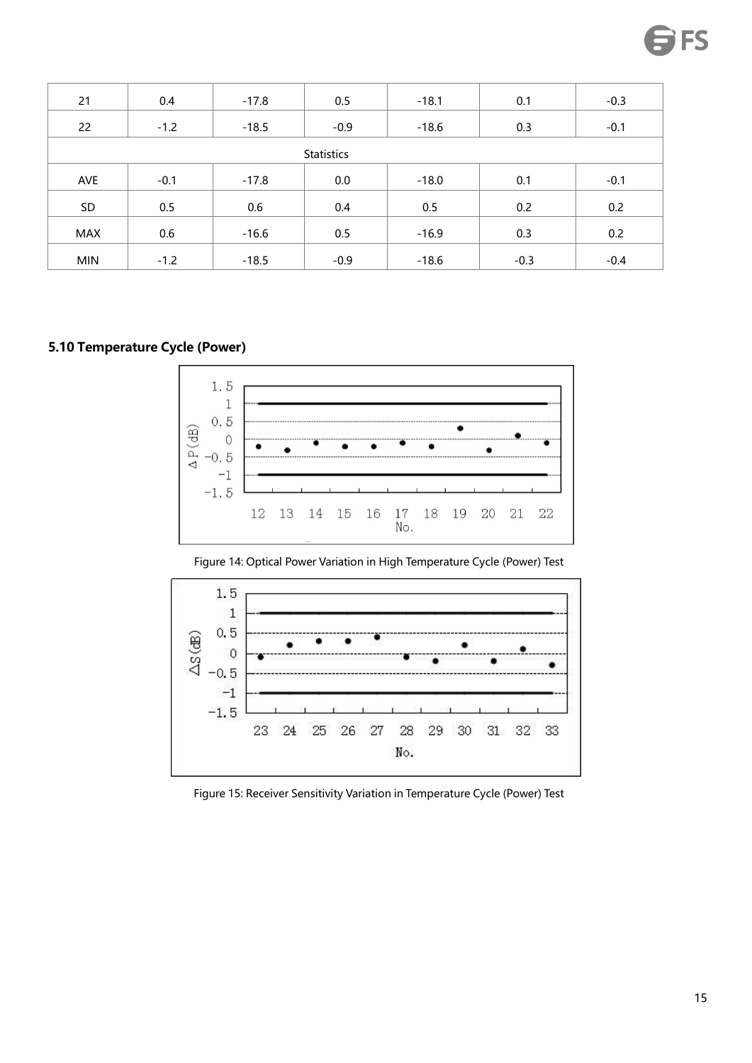| 21 | 0.4 | -17.8 | 0.5 | -18.1 | 0.1 | -0.3 |
|---|---|---|---|---|---|---|
| 22 | -1.2 | -18.5 | -0.9 | -18.6 | 0.3 | -0.1 |
| Statistics | | | | | | |
| AVE | -0.1 | -17.8 | 0.0 | -18.0 | 0.1 | -0.1 |
| SD | 0.5 | 0.6 | 0.4 | 0.5 | 0.2 | 0.2 |
| MAX | 0.6 | -16.6 | 0.5 | -16.9 | 0.3 | 0.2 |
| MIN | -1.2 | -18.5 | -0.9 | -18.6 | -0.3 | -0.4 |

### 5.10 Temperature Cycle (Power)

Figure 14: Optical Power Variation in High Temperature Cycle (Power) Test

Figure 15: Receiver Sensitivity Variation in Temperature Cycle (Power) Test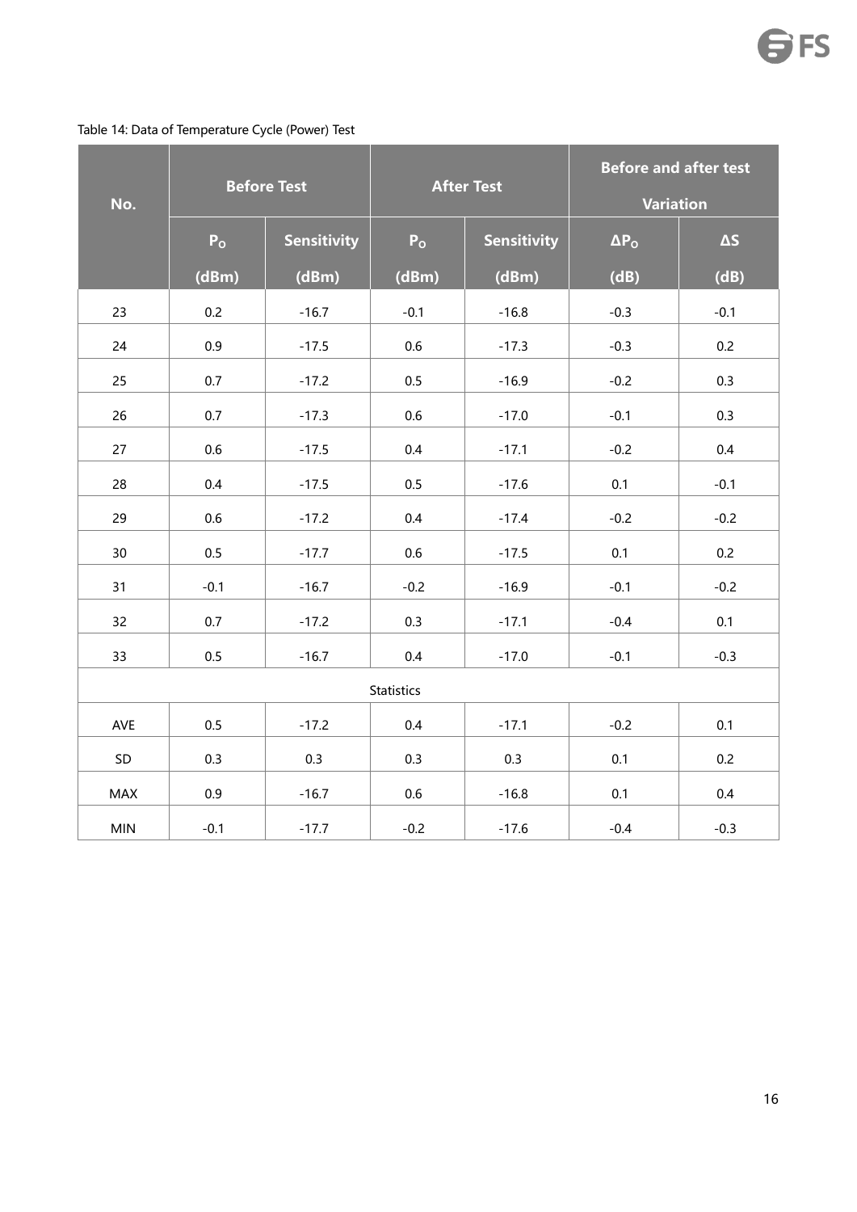Table 14: Data of Temperature Cycle (Power) Test

| No. | Before Test | | After Test | | Before and after test Variation | |
|---|---|---|---|---|---|---|
| | $P_O$ (dBm) | Sensitivity (dBm) | $P_O$ (dBm) | Sensitivity (dBm) | $\Delta P_O$ (dB) | ΔS (dB) |
| 23 | 0.2 | -16.7 | -0.1 | -16.8 | -0.3 | -0.1 |
| 24 | 0.9 | -17.5 | 0.6 | -17.3 | -0.3 | 0.2 |
| 25 | 0.7 | -17.2 | 0.5 | -16.9 | -0.2 | 0.3 |
| 26 | 0.7 | -17.3 | 0.6 | -17.0 | -0.1 | 0.3 |
| 27 | 0.6 | -17.5 | 0.4 | -17.1 | -0.2 | 0.4 |
| 28 | 0.4 | -17.5 | 0.5 | -17.6 | 0.1 | -0.1 |
| 29 | 0.6 | -17.2 | 0.4 | -17.4 | -0.2 | -0.2 |
| 30 | 0.5 | -17.7 | 0.6 | -17.5 | 0.1 | 0.2 |
| 31 | -0.1 | -16.7 | -0.2 | -16.9 | -0.1 | -0.2 |
| 32 | 0.7 | -17.2 | 0.3 | -17.1 | -0.4 | 0.1 |
| 33 | 0.5 | -16.7 | 0.4 | -17.0 | -0.1 | -0.3 |
| Statistics | | | | | | |
| AVE | 0.5 | -17.2 | 0.4 | -17.1 | -0.2 | 0.1 |
| SD | 0.3 | 0.3 | 0.3 | 0.3 | 0.1 | 0.2 |
| MAX | 0.9 | -16.7 | 0.6 | -16.8 | 0.1 | 0.4 |
| MIN | -0.1 | -17.7 | -0.2 | -17.6 | -0.4 | -0.3 |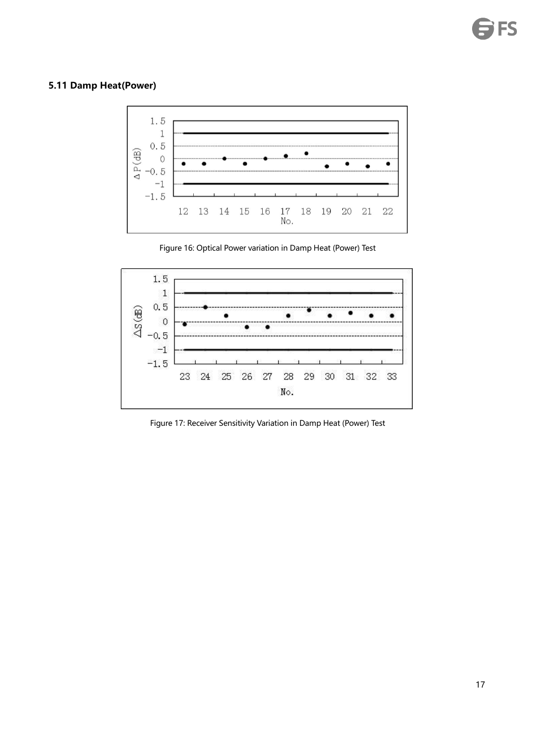### 5.11 Damp Heat(Power)

Figure 16: Optical Power variation in Damp Heat (Power) Test

Figure 17: Receiver Sensitivity Variation in Damp Heat (Power) Test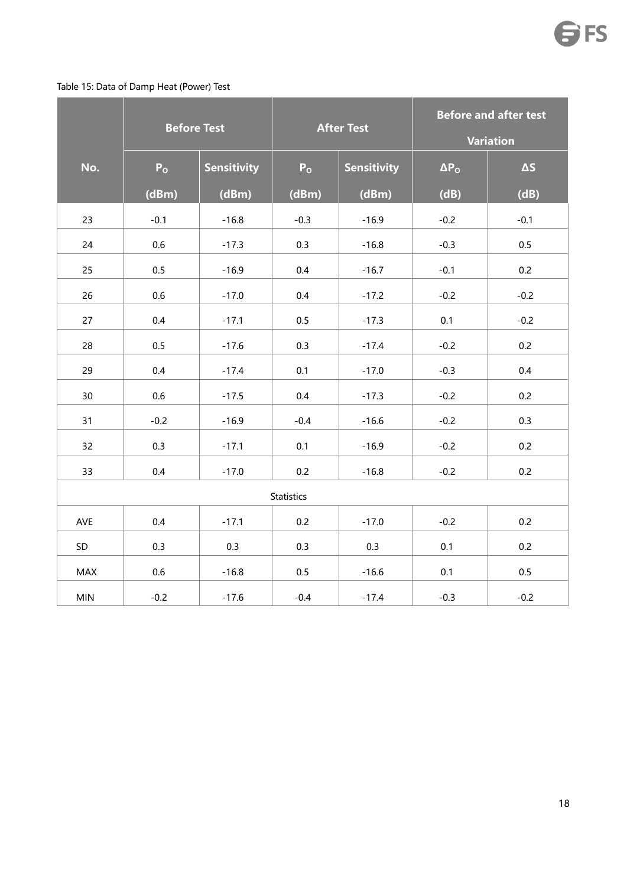Table 15: Data of Damp Heat (Power) Test

| No. | Before Test | | After Test | | Before and after test Variation | |
|---|---|---|---|---|---|---|
| | $P_O$ (dBm) | Sensitivity (dBm) | $P_O$ (dBm) | Sensitivity (dBm) | $\Delta P_O$ (dB) | ΔS (dB) |
| 23 | -0.1 | -16.8 | -0.3 | -16.9 | -0.2 | -0.1 |
| 24 | 0.6 | -17.3 | 0.3 | -16.8 | -0.3 | 0.5 |
| 25 | 0.5 | -16.9 | 0.4 | -16.7 | -0.1 | 0.2 |
| 26 | 0.6 | -17.0 | 0.4 | -17.2 | -0.2 | -0.2 |
| 27 | 0.4 | -17.1 | 0.5 | -17.3 | 0.1 | -0.2 |
| 28 | 0.5 | -17.6 | 0.3 | -17.4 | -0.2 | 0.2 |
| 29 | 0.4 | -17.4 | 0.1 | -17.0 | -0.3 | 0.4 |
| 30 | 0.6 | -17.5 | 0.4 | -17.3 | -0.2 | 0.2 |
| 31 | -0.2 | -16.9 | -0.4 | -16.6 | -0.2 | 0.3 |
| 32 | 0.3 | -17.1 | 0.1 | -16.9 | -0.2 | 0.2 |
| 33 | 0.4 | -17.0 | 0.2 | -16.8 | -0.2 | 0.2 |
| Statistics | | | | | | |
| AVE | 0.4 | -17.1 | 0.2 | -17.0 | -0.2 | 0.2 |
| SD | 0.3 | 0.3 | 0.3 | 0.3 | 0.1 | 0.2 |
| MAX | 0.6 | -16.8 | 0.5 | -16.6 | 0.1 | 0.5 |
| MIN | -0.2 | -17.6 | -0.4 | -17.4 | -0.3 | -0.2 |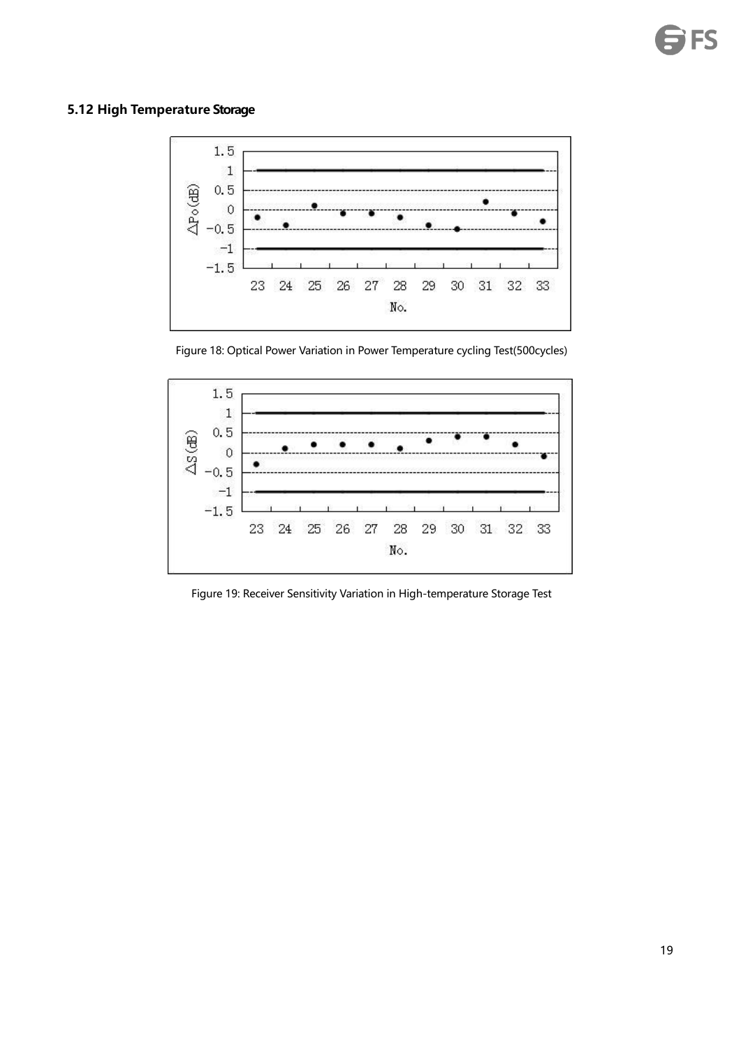### 5.12 High Temperature Storage

Figure 18: Optical Power Variation in Power Temperature cycling Test(500cycles)

Figure 19: Receiver Sensitivity Variation in High-temperature Storage Test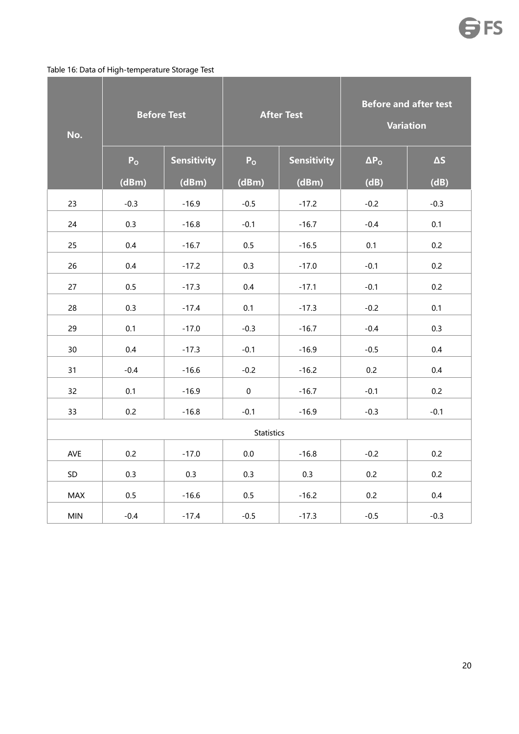Table 16: Data of High-temperature Storage Test

| No. | Before Test | | After Test | | Before and after test Variation | |
|---|---|---|---|---|---|---|
| | $P_O$ (dBm) | Sensitivity (dBm) | $P_O$ (dBm) | Sensitivity (dBm) | $\Delta P_O$ (dB) | ΔS (dB) |
| 23 | -0.3 | -16.9 | -0.5 | -17.2 | -0.2 | -0.3 |
| 24 | 0.3 | -16.8 | -0.1 | -16.7 | -0.4 | 0.1 |
| 25 | 0.4 | -16.7 | 0.5 | -16.5 | 0.1 | 0.2 |
| 26 | 0.4 | -17.2 | 0.3 | -17.0 | -0.1 | 0.2 |
| 27 | 0.5 | -17.3 | 0.4 | -17.1 | -0.1 | 0.2 |
| 28 | 0.3 | -17.4 | 0.1 | -17.3 | -0.2 | 0.1 |
| 29 | 0.1 | -17.0 | -0.3 | -16.7 | -0.4 | 0.3 |
| 30 | 0.4 | -17.3 | -0.1 | -16.9 | -0.5 | 0.4 |
| 31 | -0.4 | -16.6 | -0.2 | -16.2 | 0.2 | 0.4 |
| 32 | 0.1 | -16.9 | 0 | -16.7 | -0.1 | 0.2 |
| 33 | 0.2 | -16.8 | -0.1 | -16.9 | -0.3 | -0.1 |
| Statistics | | | | | | |
| AVE | 0.2 | -17.0 | 0.0 | -16.8 | -0.2 | 0.2 |
| SD | 0.3 | 0.3 | 0.3 | 0.3 | 0.2 | 0.2 |
| MAX | 0.5 | -16.6 | 0.5 | -16.2 | 0.2 | 0.4 |
| MIN | -0.4 | -17.4 | -0.5 | -17.3 | -0.5 | -0.3 |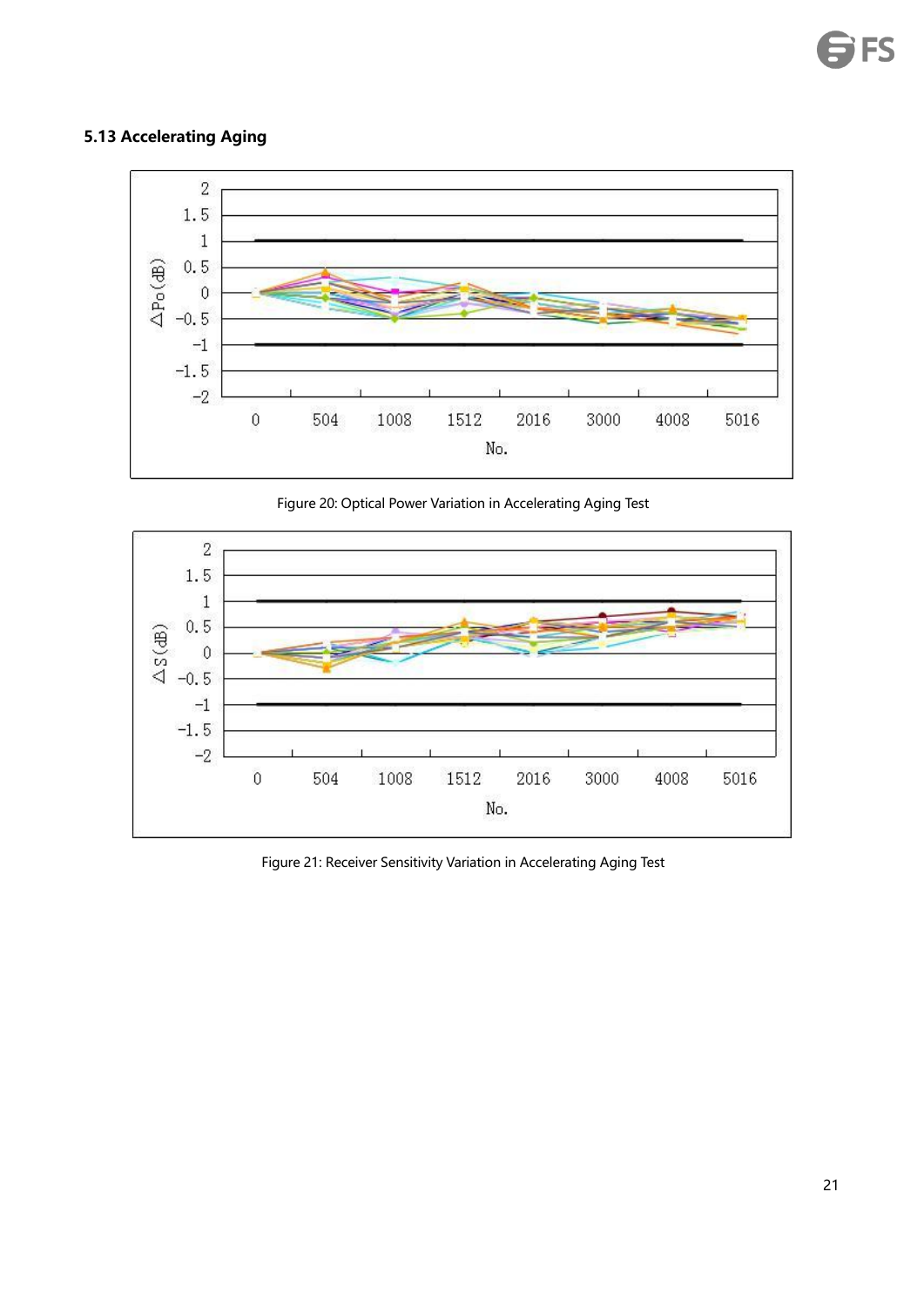### 5.13 Accelerating Aging

Figure 20: Optical Power Variation in Accelerating Aging Test

Figure 21: Receiver Sensitivity Variation in Accelerating Aging Test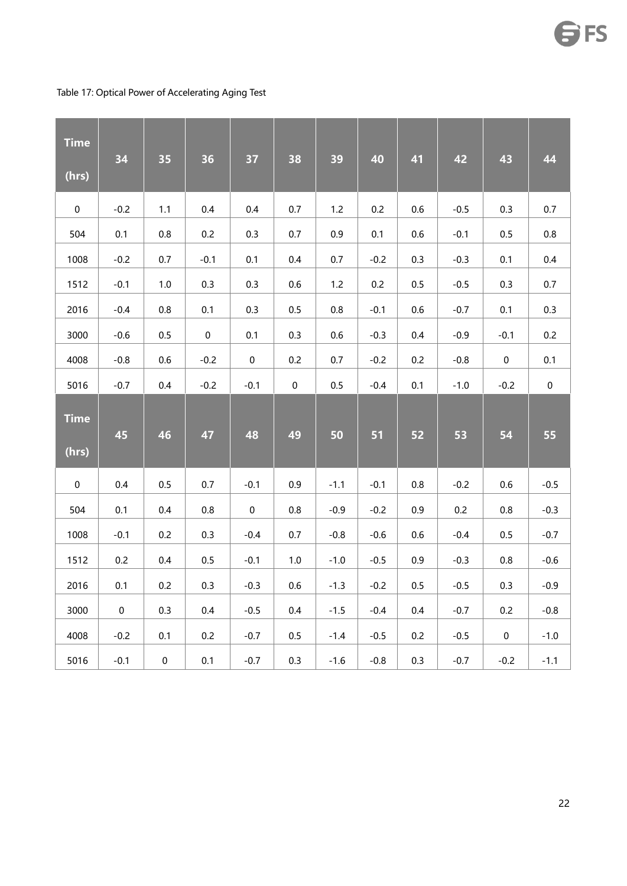Table 17: Optical Power of Accelerating Aging Test

| Time (hrs) | 34 | 35 | 36 | 37 | 38 | 39 | 40 | 41 | 42 | 43 | 44 |
|---|---|---|---|---|---|---|---|---|---|---|---|
| 0 | -0.2 | 1.1 | 0.4 | 0.4 | 0.7 | 1.2 | 0.2 | 0.6 | -0.5 | 0.3 | 0.7 |
| 504 | 0.1 | 0.8 | 0.2 | 0.3 | 0.7 | 0.9 | 0.1 | 0.6 | -0.1 | 0.5 | 0.8 |
| 1008 | -0.2 | 0.7 | -0.1 | 0.1 | 0.4 | 0.7 | -0.2 | 0.3 | -0.3 | 0.1 | 0.4 |
| 1512 | -0.1 | 1.0 | 0.3 | 0.3 | 0.6 | 1.2 | 0.2 | 0.5 | -0.5 | 0.3 | 0.7 |
| 2016 | -0.4 | 0.8 | 0.1 | 0.3 | 0.5 | 0.8 | -0.1 | 0.6 | -0.7 | 0.1 | 0.3 |
| 3000 | -0.6 | 0.5 | 0 | 0.1 | 0.3 | 0.6 | -0.3 | 0.4 | -0.9 | -0.1 | 0.2 |
| 4008 | -0.8 | 0.6 | -0.2 | 0 | 0.2 | 0.7 | -0.2 | 0.2 | -0.8 | 0 | 0.1 |
| 5016 | -0.7 | 0.4 | -0.2 | -0.1 | 0 | 0.5 | -0.4 | 0.1 | -1.0 | -0.2 | 0 |
| **Time (hrs)** | **45** | **46** | **47** | **48** | **49** | **50** | **51** | **52** | **53** | **54** | **55** |
| 0 | 0.4 | 0.5 | 0.7 | -0.1 | 0.9 | -1.1 | -0.1 | 0.8 | -0.2 | 0.6 | -0.5 |
| 504 | 0.1 | 0.4 | 0.8 | 0 | 0.8 | -0.9 | -0.2 | 0.9 | 0.2 | 0.8 | -0.3 |
| 1008 | -0.1 | 0.2 | 0.3 | -0.4 | 0.7 | -0.8 | -0.6 | 0.6 | -0.4 | 0.5 | -0.7 |
| 1512 | 0.2 | 0.4 | 0.5 | -0.1 | 1.0 | -1.0 | -0.5 | 0.9 | -0.3 | 0.8 | -0.6 |
| 2016 | 0.1 | 0.2 | 0.3 | -0.3 | 0.6 | -1.3 | -0.2 | 0.5 | -0.5 | 0.3 | -0.9 |
| 3000 | 0 | 0.3 | 0.4 | -0.5 | 0.4 | -1.5 | -0.4 | 0.4 | -0.7 | 0.2 | -0.8 |
| 4008 | -0.2 | 0.1 | 0.2 | -0.7 | 0.5 | -1.4 | -0.5 | 0.2 | -0.5 | 0 | -1.0 |
| 5016 | -0.1 | 0 | 0.1 | -0.7 | 0.3 | -1.6 | -0.8 | 0.3 | -0.7 | -0.2 | -1.1 |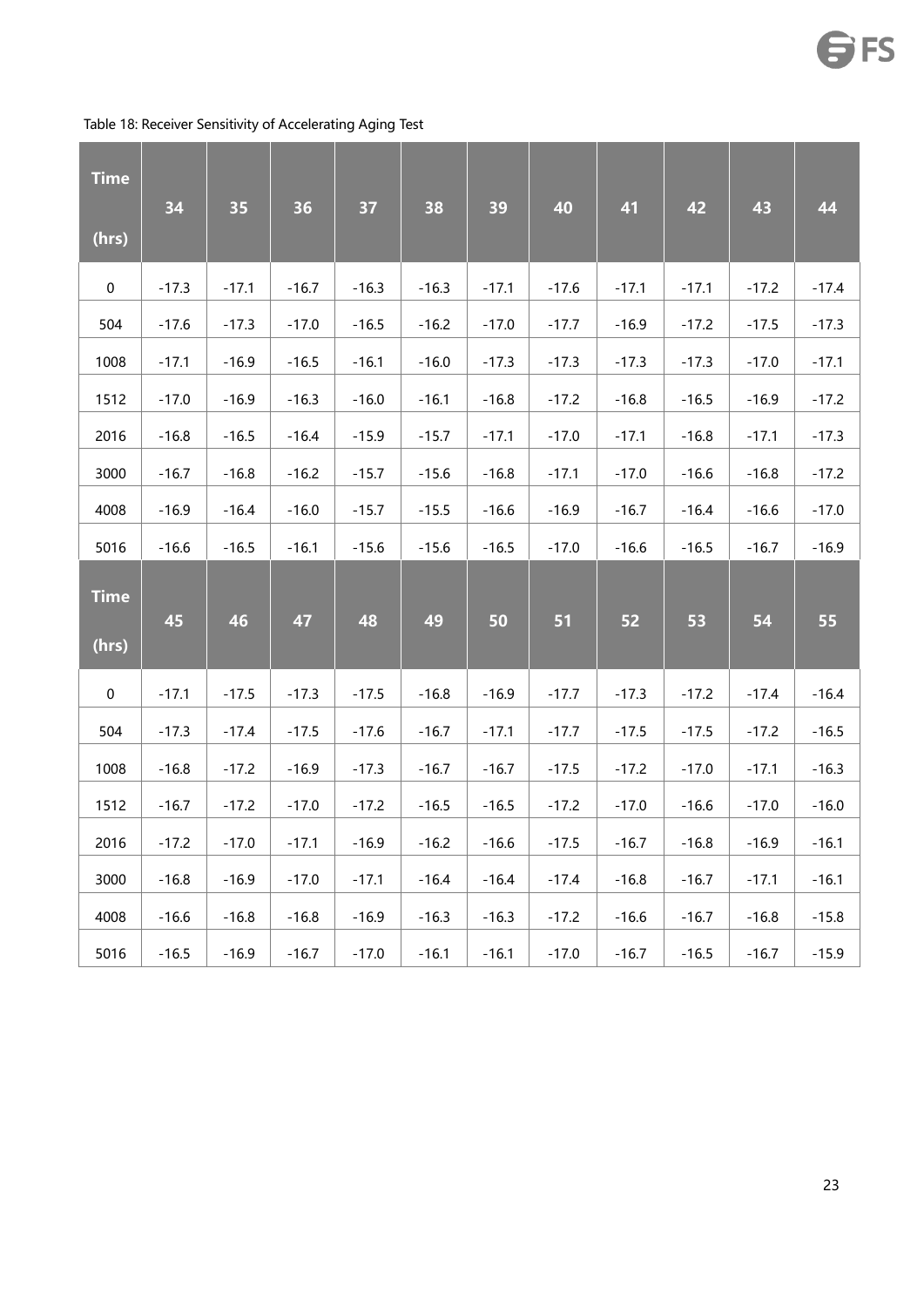Table 18: Receiver Sensitivity of Accelerating Aging Test

| Time (hrs) | 34 | 35 | 36 | 37 | 38 | 39 | 40 | 41 | 42 | 43 | 44 |
|---|---|---|---|---|---|---|---|---|---|---|---|
| 0 | -17.3 | -17.1 | -16.7 | -16.3 | -16.3 | -17.1 | -17.6 | -17.1 | -17.1 | -17.2 | -17.4 |
| 504 | -17.6 | -17.3 | -17.0 | -16.5 | -16.2 | -17.0 | -17.7 | -16.9 | -17.2 | -17.5 | -17.3 |
| 1008 | -17.1 | -16.9 | -16.5 | -16.1 | -16.0 | -17.3 | -17.3 | -17.3 | -17.3 | -17.0 | -17.1 |
| 1512 | -17.0 | -16.9 | -16.3 | -16.0 | -16.1 | -16.8 | -17.2 | -16.8 | -16.5 | -16.9 | -17.2 |
| 2016 | -16.8 | -16.5 | -16.4 | -15.9 | -15.7 | -17.1 | -17.0 | -17.1 | -16.8 | -17.1 | -17.3 |
| 3000 | -16.7 | -16.8 | -16.2 | -15.7 | -15.6 | -16.8 | -17.1 | -17.0 | -16.6 | -16.8 | -17.2 |
| 4008 | -16.9 | -16.4 | -16.0 | -15.7 | -15.5 | -16.6 | -16.9 | -16.7 | -16.4 | -16.6 | -17.0 |
| 5016 | -16.6 | -16.5 | -16.1 | -15.6 | -15.6 | -16.5 | -17.0 | -16.6 | -16.5 | -16.7 | -16.9 |
| **Time (hrs)** | **45** | **46** | **47** | **48** | **49** | **50** | **51** | **52** | **53** | **54** | **55** |
| 0 | -17.1 | -17.5 | -17.3 | -17.5 | -16.8 | -16.9 | -17.7 | -17.3 | -17.2 | -17.4 | -16.4 |
| 504 | -17.3 | -17.4 | -17.5 | -17.6 | -16.7 | -17.1 | -17.7 | -17.5 | -17.5 | -17.2 | -16.5 |
| 1008 | -16.8 | -17.2 | -16.9 | -17.3 | -16.7 | -16.7 | -17.5 | -17.2 | -17.0 | -17.1 | -16.3 |
| 1512 | -16.7 | -17.2 | -17.0 | -17.2 | -16.5 | -16.5 | -17.2 | -17.0 | -16.6 | -17.0 | -16.0 |
| 2016 | -17.2 | -17.0 | -17.1 | -16.9 | -16.2 | -16.6 | -17.5 | -16.7 | -16.8 | -16.9 | -16.1 |
| 3000 | -16.8 | -16.9 | -17.0 | -17.1 | -16.4 | -16.4 | -17.4 | -16.8 | -16.7 | -17.1 | -16.1 |
| 4008 | -16.6 | -16.8 | -16.8 | -16.9 | -16.3 | -16.3 | -17.2 | -16.6 | -16.7 | -16.8 | -15.8 |
| 5016 | -16.5 | -16.9 | -16.7 | -17.0 | -16.1 | -16.1 | -17.0 | -16.7 | -16.5 | -16.7 | -15.9 |